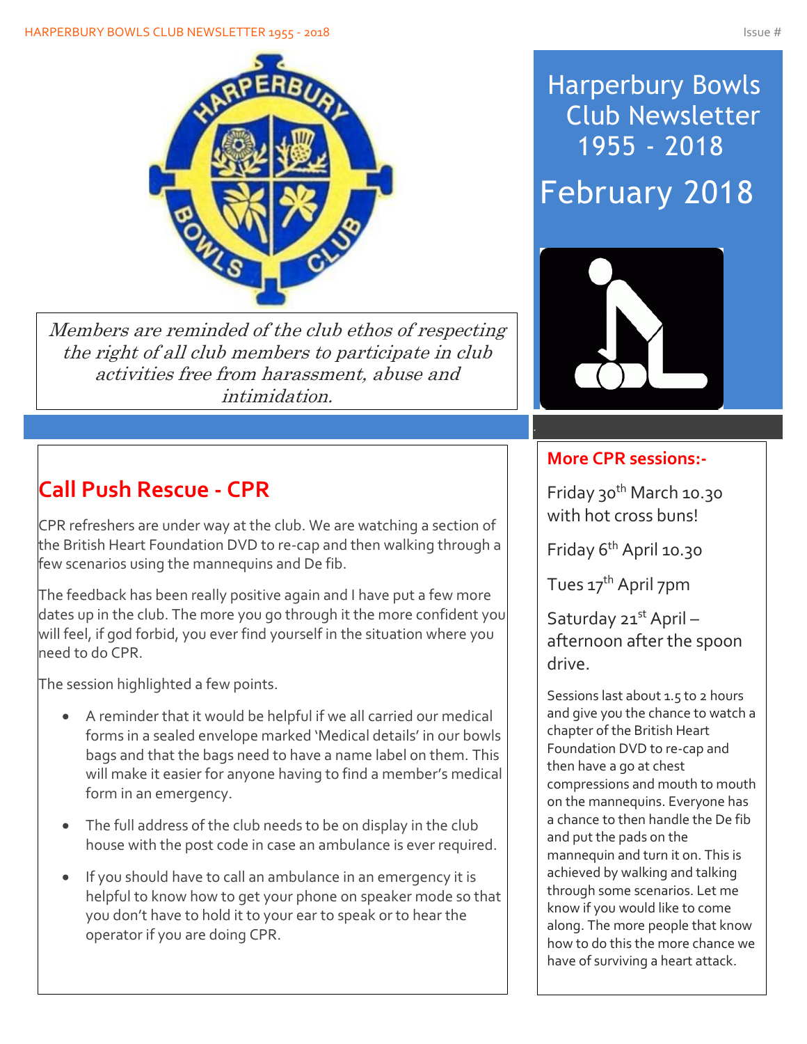# Harperbury Bowls Club Newsletter 1955 - 2018

## February 2018

*Members are reminded of the club ethos of respecting the right of all club members to participate in club activities free from harassment, abuse and intimidation.*

## Call Push Rescue - CPR

CPR refreshers are under way at the club. We are watching a section of the British Heart Foundation DVD to re-cap and then walking through a few scenarios using the mannequins and De fib.

The feedback has been really positive again and I have put a few more dates up in the club. The more you go through it the more confident you will feel, if god forbid, you ever find yourself in the situation where you need to do CPR.

The session highlighted a few points.

- A reminder that it would be helpful if we all carried our medical forms in a sealed envelope marked 'Medical details' in our bowls bags and that the bags need to have a name label on them. This will make it easier for anyone having to find a member's medical form in an emergency.
- The full address of the club needs to be on display in the club house with the post code in case an ambulance is ever required.
- If you should have to call an ambulance in an emergency it is helpful to know how to get your phone on speaker mode so that you don't have to hold it to your ear to speak or to hear the operator if you are doing CPR.

## More CPR sessions:-

Friday 30th March 10.30 with hot cross buns!

Friday 6th April 10.30

Tues 17th April 7pm

Saturday 21st April – afternoon after the spoon drive.

Sessions last about 1.5 to 2 hours and give you the chance to watch a chapter of the British Heart Foundation DVD to re-cap and then have a go at chest compressions and mouth to mouth on the mannequins. Everyone has a chance to then handle the De fib and put the pads on the mannequin and turn it on. This is achieved by walking and talking through some scenarios. Let me know if you would like to come along. The more people that know how to do this the more chance we have of surviving a heart attack.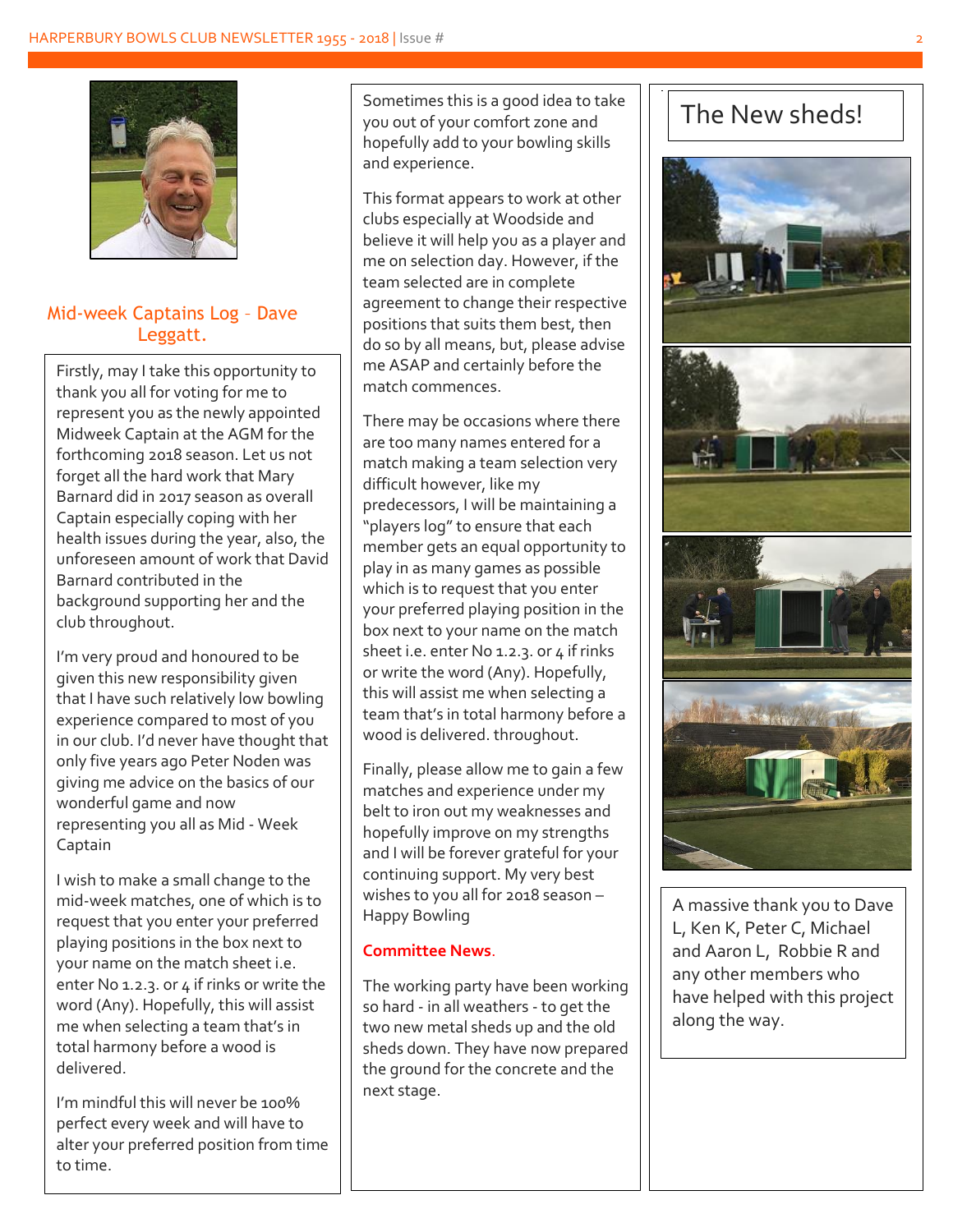## Mid-week Captains Log - Dave Leggatt.

Firstly, may I take this opportunity to thank you all for voting for me to represent you as the newly appointed Midweek Captain at the AGM for the forthcoming 2018 season. Let us not forget all the hard work that Mary Barnard did in 2017 season as overall Captain especially coping with her health issues during the year, also, the unforeseen amount of work that David Barnard contributed in the background supporting her and the club throughout.

I'm very proud and honoured to be given this new responsibility given that I have such relatively low bowling experience compared to most of you in our club. I'd never have thought that only five years ago Peter Noden was giving me advice on the basics of our wonderful game and now representing you all as Mid - Week Captain

I wish to make a small change to the mid-week matches, one of which is to request that you enter your preferred playing positions in the box next to your name on the match sheet i.e. enter No 1.2.3. or 4 if rinks or write the word (Any). Hopefully, this will assist me when selecting a team that's in total harmony before a wood is delivered.

I'm mindful this will never be 100% perfect every week and will have to alter your preferred position from time to time.

Sometimes this is a good idea to take you out of your comfort zone and hopefully add to your bowling skills and experience.

This format appears to work at other clubs especially at Woodside and believe it will help you as a player and me on selection day. However, if the team selected are in complete agreement to change their respective positions that suits them best, then do so by all means, but, please advise me ASAP and certainly before the match commences.

There may be occasions where there are too many names entered for a match making a team selection very difficult however, like my predecessors, I will be maintaining a "players log" to ensure that each member gets an equal opportunity to play in as many games as possible which is to request that you enter your preferred playing position in the box next to your name on the match sheet i.e. enter No 1.2.3. or 4 if rinks or write the word (Any). Hopefully, this will assist me when selecting a team that's in total harmony before a wood is delivered. throughout.

Finally, please allow me to gain a few matches and experience under my belt to iron out my weaknesses and hopefully improve on my strengths and I will be forever grateful for your continuing support. My very best wishes to you all for 2018 season – Happy Bowling

**Committee News.**

The working party have been working so hard - in all weathers - to get the two new metal sheds up and the old sheds down. They have now prepared the ground for the concrete and the next stage.

## The New sheds!

A massive thank you to Dave L, Ken K, Peter C, Michael and Aaron L, Robbie R and any other members who have helped with this project along the way.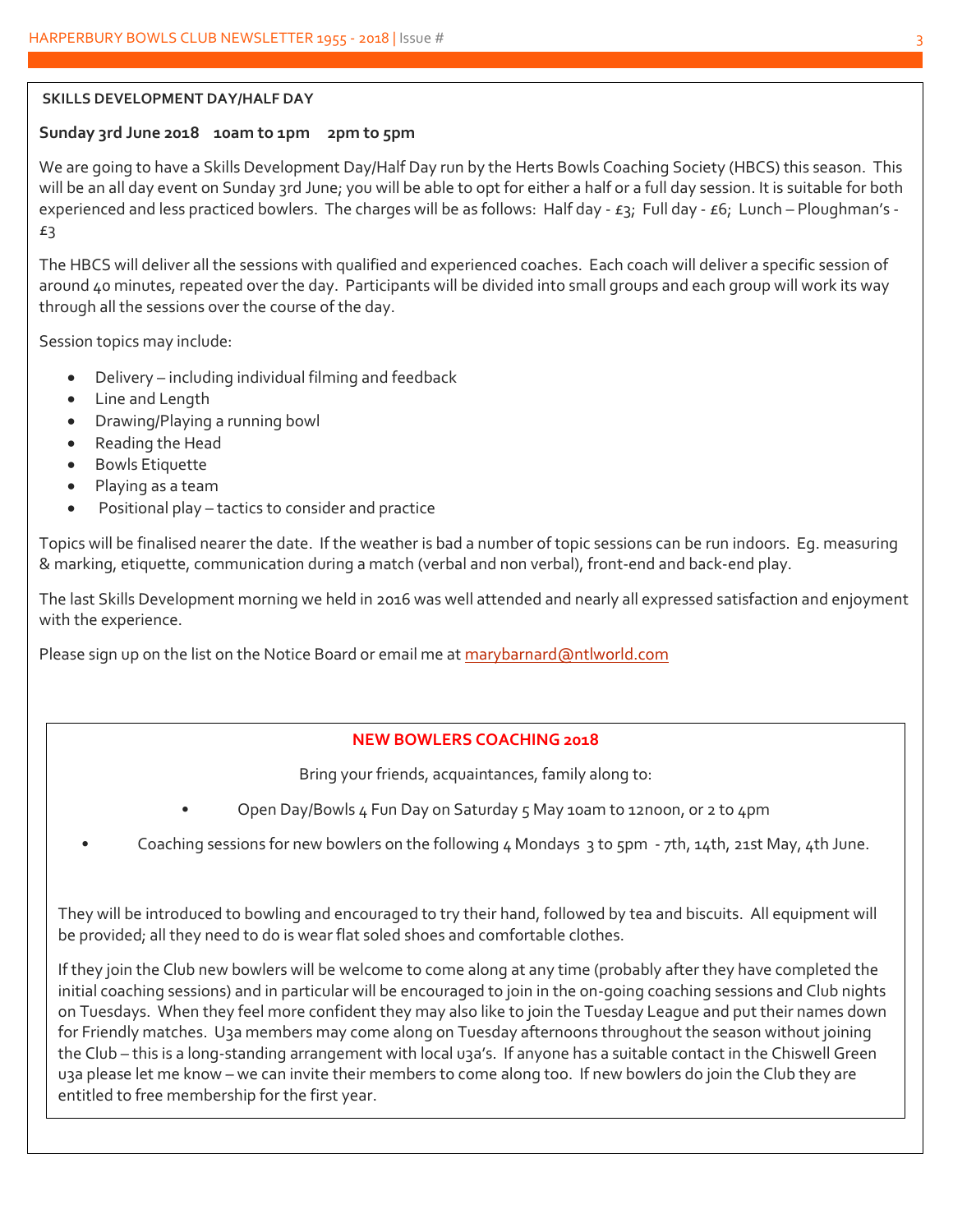## SKILLS DEVELOPMENT DAY/HALF DAY

**Sunday 3rd June 2018 10am to 1pm 2pm to 5pm**

We are going to have a Skills Development Day/Half Day run by the Herts Bowls Coaching Society (HBCS) this season. This will be an all day event on Sunday 3rd June; you will be able to opt for either a half or a full day session. It is suitable for both experienced and less practiced bowlers. The charges will be as follows: Half day - £3; Full day - £6; Lunch – Ploughman's - £3

The HBCS will deliver all the sessions with qualified and experienced coaches. Each coach will deliver a specific session of around 40 minutes, repeated over the day. Participants will be divided into small groups and each group will work its way through all the sessions over the course of the day.

Session topics may include:

- Delivery – including individual filming and feedback
- Line and Length
- Drawing/Playing a running bowl
- Reading the Head
- Bowls Etiquette
- Playing as a team
- Positional play – tactics to consider and practice

Topics will be finalised nearer the date. If the weather is bad a number of topic sessions can be run indoors. Eg. measuring & marking, etiquette, communication during a match (verbal and non verbal), front-end and back-end play.

The last Skills Development morning we held in 2016 was well attended and nearly all expressed satisfaction and enjoyment with the experience.

Please sign up on the list on the Notice Board or email me at marybarnard@ntlworld.com

## NEW BOWLERS COACHING 2018

Bring your friends, acquaintances, family along to:

- Open Day/Bowls 4 Fun Day on Saturday 5 May 10am to 12noon, or 2 to 4pm
- Coaching sessions for new bowlers on the following 4 Mondays 3 to 5pm - 7th, 14th, 21st May, 4th June.

They will be introduced to bowling and encouraged to try their hand, followed by tea and biscuits. All equipment will be provided; all they need to do is wear flat soled shoes and comfortable clothes.

If they join the Club new bowlers will be welcome to come along at any time (probably after they have completed the initial coaching sessions) and in particular will be encouraged to join in the on-going coaching sessions and Club nights on Tuesdays. When they feel more confident they may also like to join the Tuesday League and put their names down for Friendly matches. U3a members may come along on Tuesday afternoons throughout the season without joining the Club – this is a long-standing arrangement with local u3a's. If anyone has a suitable contact in the Chiswell Green u3a please let me know – we can invite their members to come along too. If new bowlers do join the Club they are entitled to free membership for the first year.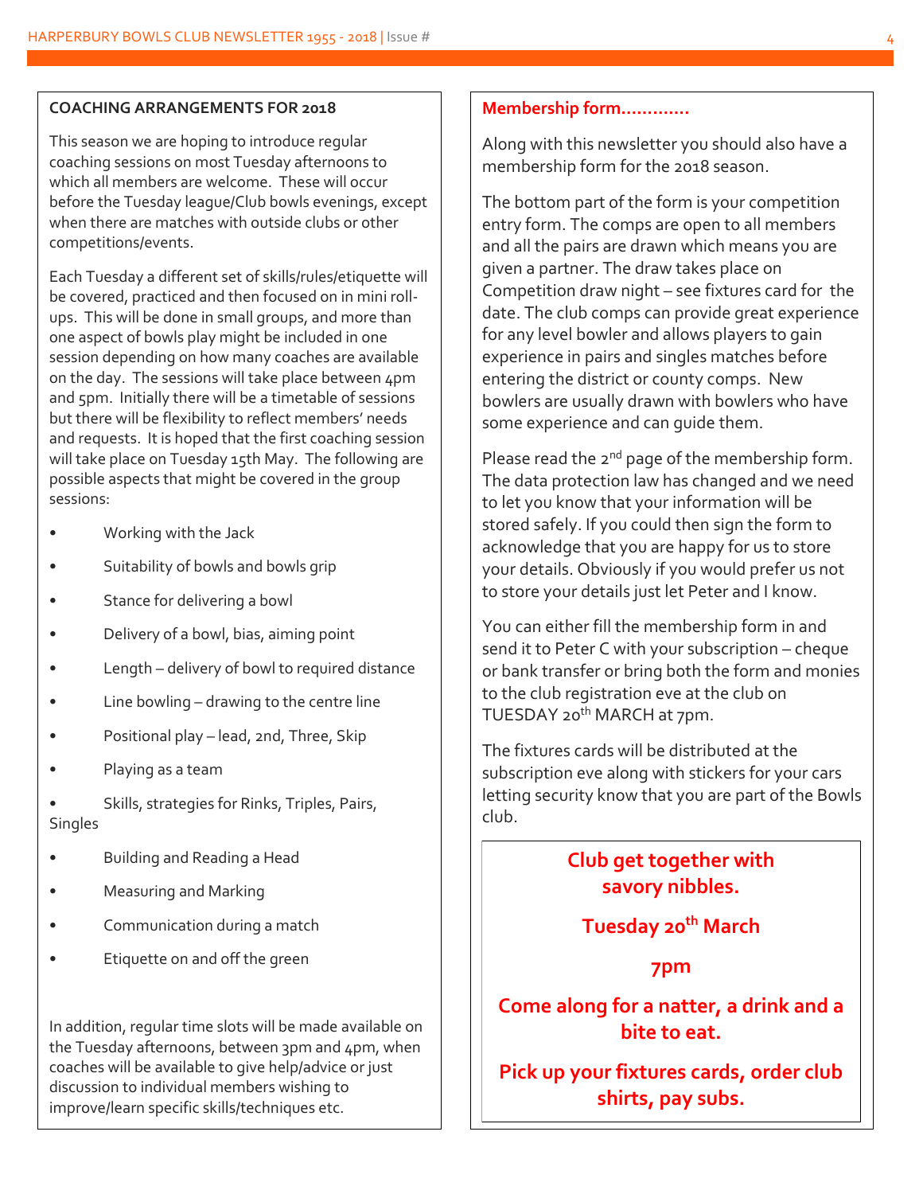## COACHING ARRANGEMENTS FOR 2018

This season we are hoping to introduce regular coaching sessions on most Tuesday afternoons to which all members are welcome. These will occur before the Tuesday league/Club bowls evenings, except when there are matches with outside clubs or other competitions/events.

Each Tuesday a different set of skills/rules/etiquette will be covered, practiced and then focused on in mini roll-ups. This will be done in small groups, and more than one aspect of bowls play might be included in one session depending on how many coaches are available on the day. The sessions will take place between 4pm and 5pm. Initially there will be a timetable of sessions but there will be flexibility to reflect members' needs and requests. It is hoped that the first coaching session will take place on Tuesday 15th May. The following are possible aspects that might be covered in the group sessions:

- Working with the Jack
- Suitability of bowls and bowls grip
- Stance for delivering a bowl
- Delivery of a bowl, bias, aiming point
- Length – delivery of bowl to required distance
- Line bowling – drawing to the centre line
- Positional play – lead, 2nd, Three, Skip
- Playing as a team
- Skills, strategies for Rinks, Triples, Pairs, Singles
- Building and Reading a Head
- Measuring and Marking
- Communication during a match
- Etiquette on and off the green

In addition, regular time slots will be made available on the Tuesday afternoons, between 3pm and 4pm, when coaches will be available to give help/advice or just discussion to individual members wishing to improve/learn specific skills/techniques etc.

## Membership form............

Along with this newsletter you should also have a membership form for the 2018 season.

The bottom part of the form is your competition entry form. The comps are open to all members and all the pairs are drawn which means you are given a partner. The draw takes place on Competition draw night – see fixtures card for the date. The club comps can provide great experience for any level bowler and allows players to gain experience in pairs and singles matches before entering the district or county comps. New bowlers are usually drawn with bowlers who have some experience and can guide them.

Please read the 2nd page of the membership form. The data protection law has changed and we need to let you know that your information will be stored safely. If you could then sign the form to acknowledge that you are happy for us to store your details. Obviously if you would prefer us not to store your details just let Peter and I know.

You can either fill the membership form in and send it to Peter C with your subscription – cheque or bank transfer or bring both the form and monies to the club registration eve at the club on TUESDAY 20th MARCH at 7pm.

The fixtures cards will be distributed at the subscription eve along with stickers for your cars letting security know that you are part of the Bowls club.

**Club get together with savory nibbles.**

**Tuesday 20th March**

**7pm**

**Come along for a natter, a drink and a bite to eat.**

**Pick up your fixtures cards, order club shirts, pay subs.**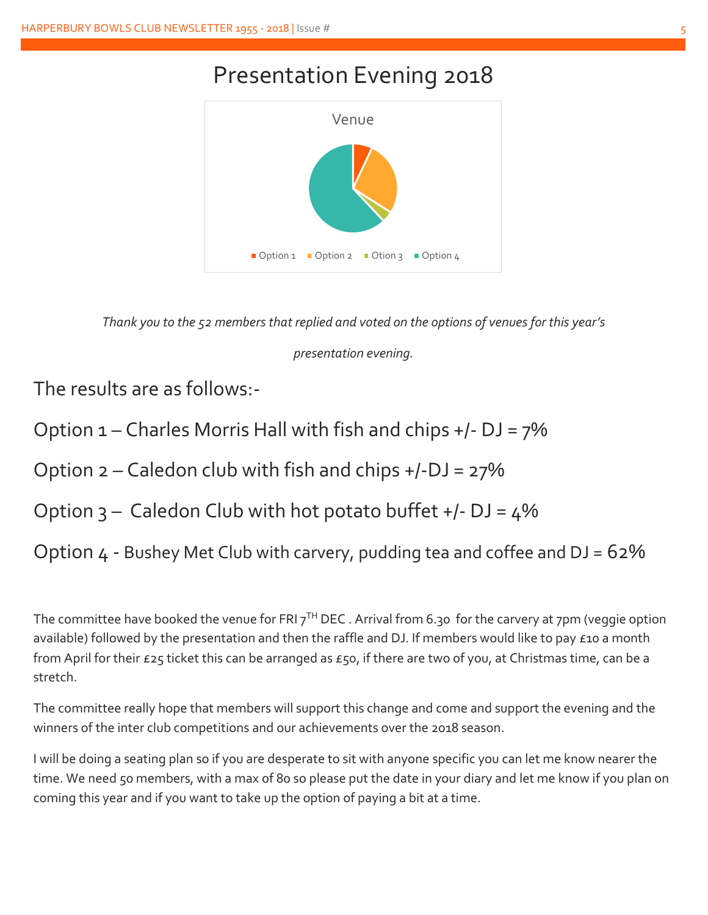# Presentation Evening 2018

*Thank you to the 52 members that replied and voted on the options of venues for this year's presentation evening.*

The results are as follows:-

Option 1 – Charles Morris Hall with fish and chips +/- DJ = 7%

Option 2 – Caledon club with fish and chips +/-DJ = 27%

Option 3 – Caledon Club with hot potato buffet +/- DJ = 4%

Option 4 - Bushey Met Club with carvery, pudding tea and coffee and DJ = 62%

The committee have booked the venue for FRI 7TH DEC . Arrival from 6.30 for the carvery at 7pm (veggie option available) followed by the presentation and then the raffle and DJ. If members would like to pay £10 a month from April for their £25 ticket this can be arranged as £50, if there are two of you, at Christmas time, can be a stretch.

The committee really hope that members will support this change and come and support the evening and the winners of the inter club competitions and our achievements over the 2018 season.

I will be doing a seating plan so if you are desperate to sit with anyone specific you can let me know nearer the time. We need 50 members, with a max of 80 so please put the date in your diary and let me know if you plan on coming this year and if you want to take up the option of paying a bit at a time.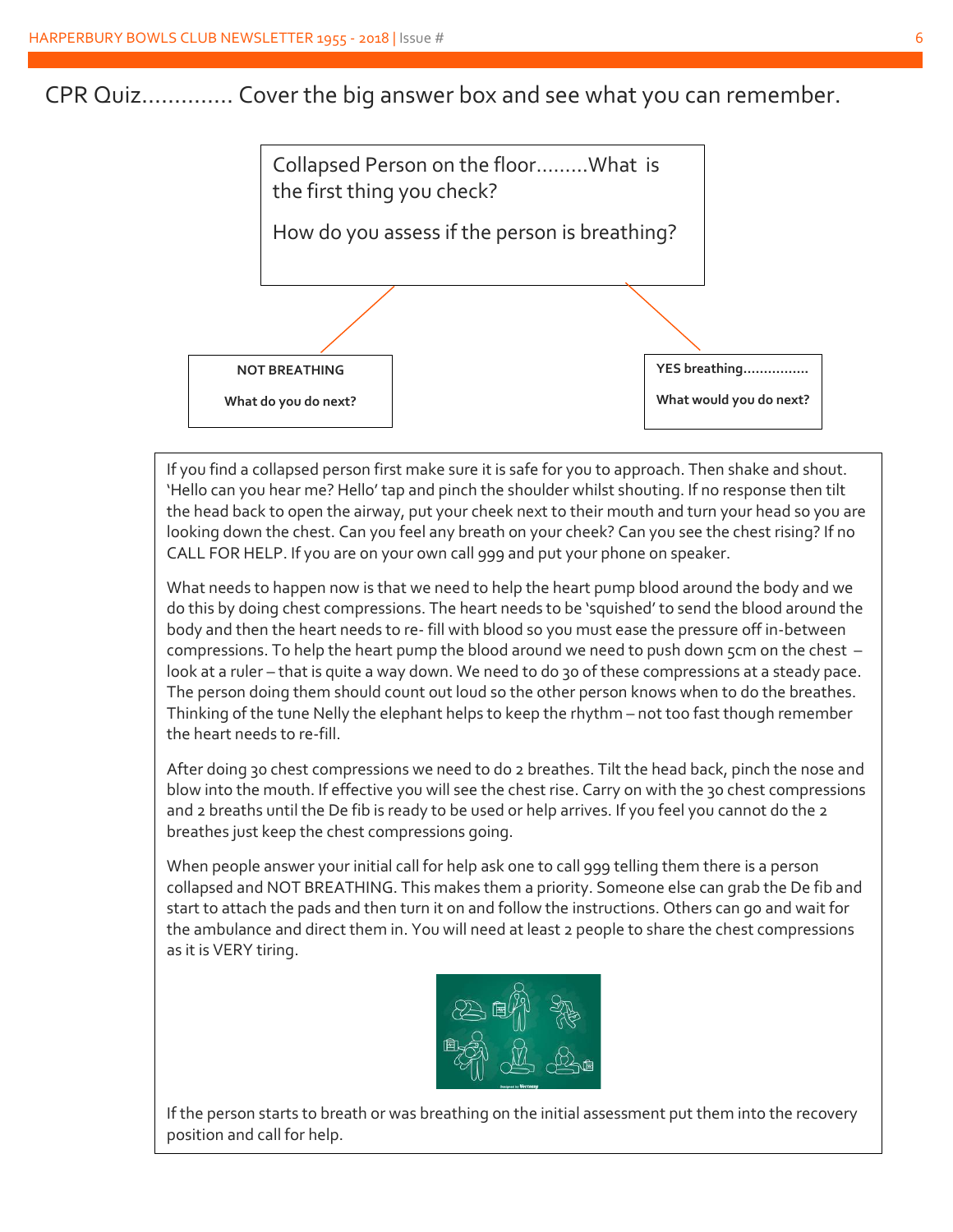CPR Quiz………….. Cover the big answer box and see what you can remember.

Collapsed Person on the floor………What is the first thing you check?

How do you assess if the person is breathing?

**NOT BREATHING**

**What do you do next?**

**YES breathing……………**

**What would you do next?**

If you find a collapsed person first make sure it is safe for you to approach. Then shake and shout. 'Hello can you hear me? Hello' tap and pinch the shoulder whilst shouting. If no response then tilt the head back to open the airway, put your cheek next to their mouth and turn your head so you are looking down the chest. Can you feel any breath on your cheek? Can you see the chest rising? If no CALL FOR HELP. If you are on your own call 999 and put your phone on speaker.

What needs to happen now is that we need to help the heart pump blood around the body and we do this by doing chest compressions. The heart needs to be 'squished' to send the blood around the body and then the heart needs to re- fill with blood so you must ease the pressure off in-between compressions. To help the heart pump the blood around we need to push down 5cm on the chest – look at a ruler – that is quite a way down. We need to do 30 of these compressions at a steady pace. The person doing them should count out loud so the other person knows when to do the breathes. Thinking of the tune Nelly the elephant helps to keep the rhythm – not too fast though remember the heart needs to re-fill.

After doing 30 chest compressions we need to do 2 breathes. Tilt the head back, pinch the nose and blow into the mouth. If effective you will see the chest rise. Carry on with the 30 chest compressions and 2 breaths until the De fib is ready to be used or help arrives. If you feel you cannot do the 2 breathes just keep the chest compressions going.

When people answer your initial call for help ask one to call 999 telling them there is a person collapsed and NOT BREATHING. This makes them a priority. Someone else can grab the De fib and start to attach the pads and then turn it on and follow the instructions. Others can go and wait for the ambulance and direct them in. You will need at least 2 people to share the chest compressions as it is VERY tiring.

If the person starts to breath or was breathing on the initial assessment put them into the recovery position and call for help.